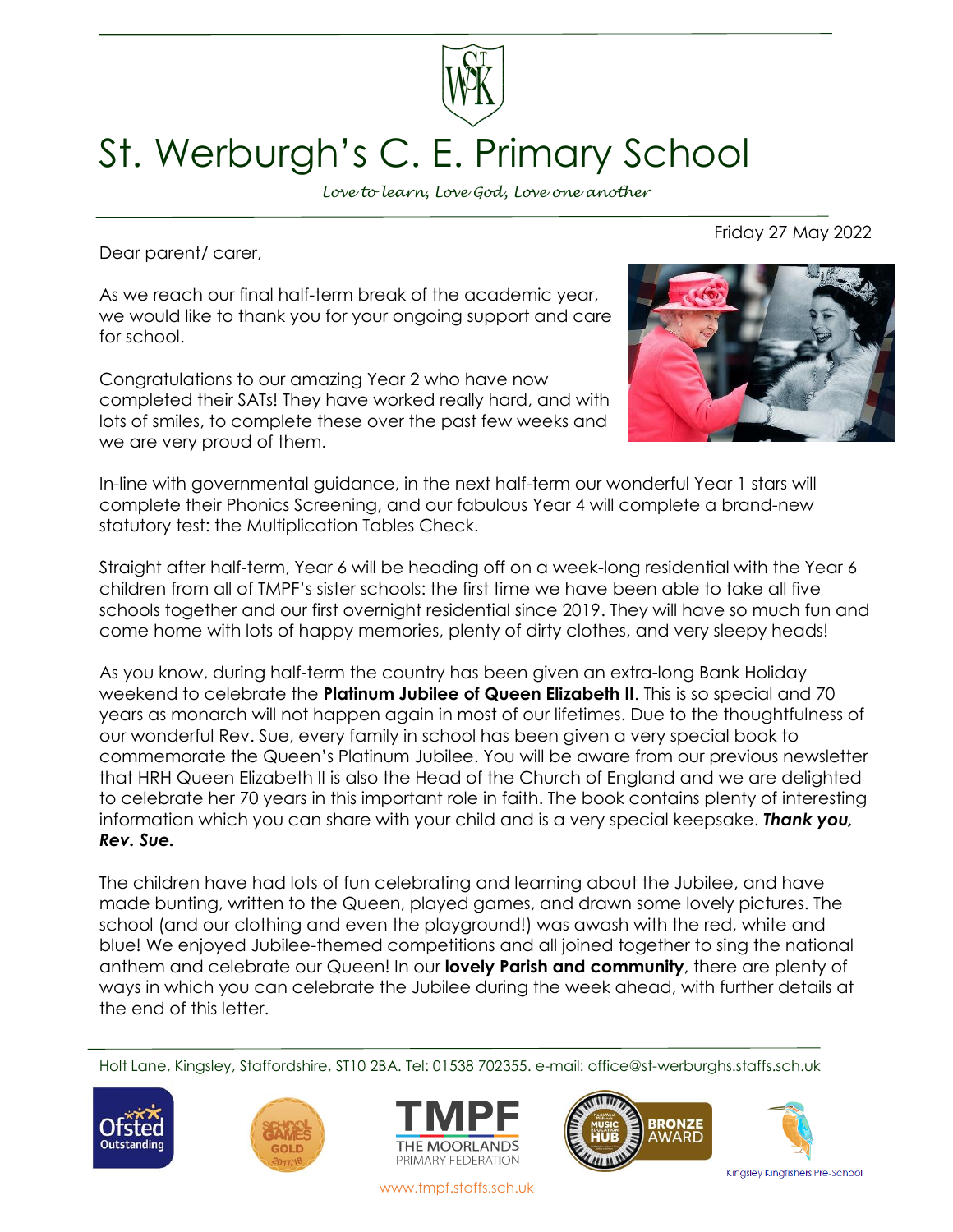# St. Werburgh's C. E. Primary School

*Love to learn, Love God, Love one another*

Friday 27 May 2022

Dear parent/ carer,

As we reach our final half-term break of the academic year, we would like to thank you for your ongoing support and care for school.

Congratulations to our amazing Year 2 who have now completed their SATs! They have worked really hard, and with lots of smiles, to complete these over the past few weeks and we are very proud of them.

In-line with governmental guidance, in the next half-term our wonderful Year 1 stars will complete their Phonics Screening, and our fabulous Year 4 will complete a brand-new statutory test: the Multiplication Tables Check.

Straight after half-term, Year 6 will be heading off on a week-long residential with the Year 6 children from all of TMPF's sister schools: the first time we have been able to take all five schools together and our first overnight residential since 2019. They will have so much fun and come home with lots of happy memories, plenty of dirty clothes, and very sleepy heads!

As you know, during half-term the country has been given an extra-long Bank Holiday weekend to celebrate the **Platinum Jubilee of Queen Elizabeth II**. This is so special and 70 years as monarch will not happen again in most of our lifetimes. Due to the thoughtfulness of our wonderful Rev. Sue, every family in school has been given a very special book to commemorate the Queen's Platinum Jubilee. You will be aware from our previous newsletter that HRH Queen Elizabeth II is also the Head of the Church of England and we are delighted to celebrate her 70 years in this important role in faith. The book contains plenty of interesting information which you can share with your child and is a very special keepsake. ***Thank you, Rev. Sue.***

The children have had lots of fun celebrating and learning about the Jubilee, and have made bunting, written to the Queen, played games, and drawn some lovely pictures. The school (and our clothing and even the playground!) was awash with the red, white and blue! We enjoyed Jubilee-themed competitions and all joined together to sing the national anthem and celebrate our Queen! In our **lovely Parish and community**, there are plenty of ways in which you can celebrate the Jubilee during the week ahead, with further details at the end of this letter.

Holt Lane, Kingsley, Staffordshire, ST10 2BA. Tel: 01538 702355. e-mail: office@st-werburghs.staffs.sch.uk

www.tmpf.staffs.sch.uk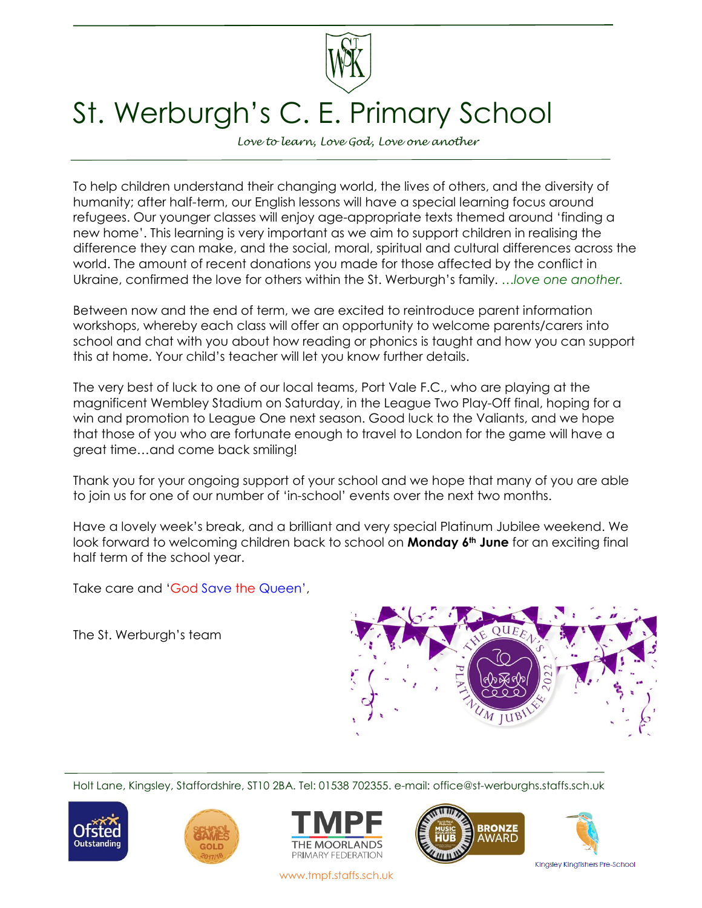# St. Werburgh's C. E. Primary School

*Love to learn, Love God, Love one another*

To help children understand their changing world, the lives of others, and the diversity of humanity; after half-term, our English lessons will have a special learning focus around refugees. Our younger classes will enjoy age-appropriate texts themed around 'finding a new home'. This learning is very important as we aim to support children in realising the difference they can make, and the social, moral, spiritual and cultural differences across the world. The amount of recent donations you made for those affected by the conflict in Ukraine, confirmed the love for others within the St. Werburgh's family. *…love one another.*

Between now and the end of term, we are excited to reintroduce parent information workshops, whereby each class will offer an opportunity to welcome parents/carers into school and chat with you about how reading or phonics is taught and how you can support this at home. Your child's teacher will let you know further details.

The very best of luck to one of our local teams, Port Vale F.C., who are playing at the magnificent Wembley Stadium on Saturday, in the League Two Play-Off final, hoping for a win and promotion to League One next season. Good luck to the Valiants, and we hope that those of you who are fortunate enough to travel to London for the game will have a great time…and come back smiling!

Thank you for your ongoing support of your school and we hope that many of you are able to join us for one of our number of 'in-school' events over the next two months.

Have a lovely week's break, and a brilliant and very special Platinum Jubilee weekend. We look forward to welcoming children back to school on **Monday 6th June** for an exciting final half term of the school year.

Take care and 'God Save the Queen',

The St. Werburgh's team

Holt Lane, Kingsley, Staffordshire, ST10 2BA. Tel: 01538 702355. e-mail: office@st-werburghs.staffs.sch.uk

www.tmpf.staffs.sch.uk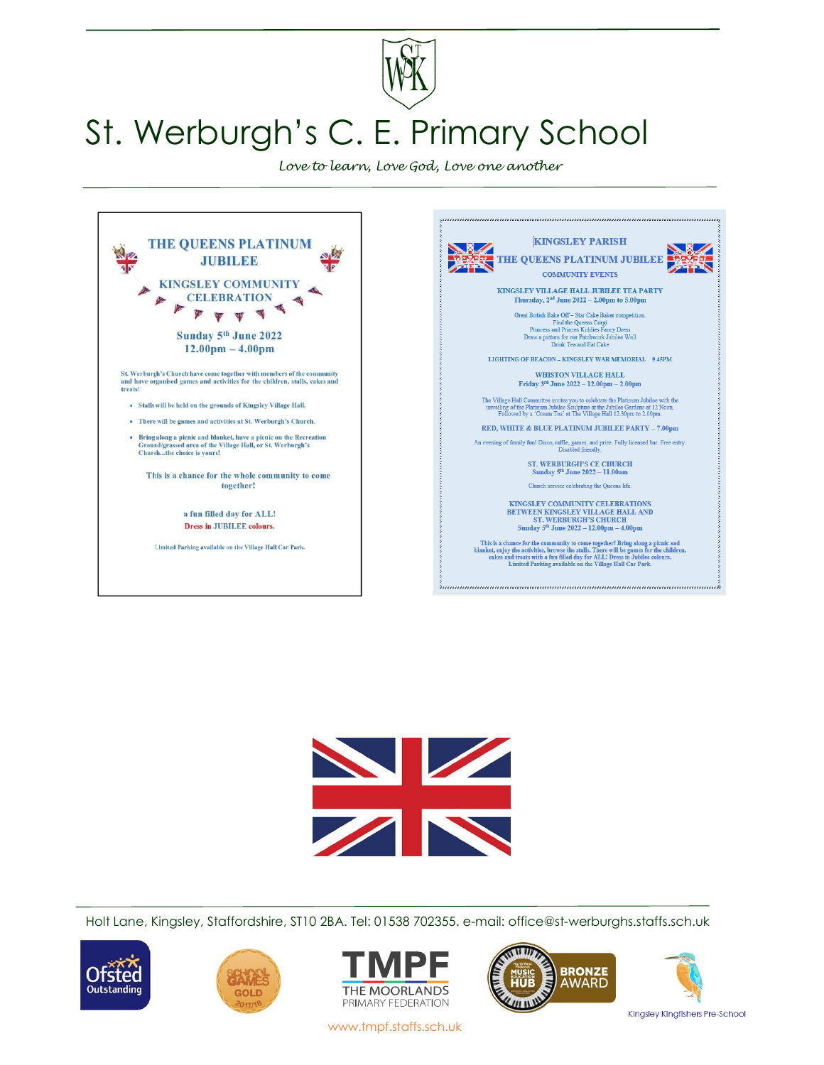# St. Werburgh's C. E. Primary School

*Love to learn, Love God, Love one another*

## THE QUEENS PLATINUM JUBILEE

### KINGSLEY COMMUNITY CELEBRATION

**Sunday 5th June 2022**
**12.00pm – 4.00pm**

St. Werburgh's Church have come together with members of the community and have organised games and activities for the children, stalls, cakes and treats!

- Stalls will be held on the grounds of Kingsley Village Hall.
- There will be games and activities at St. Werburgh's Church.
- Bring along a picnic and blanket, have a picnic on the Recreation Ground/grassed area of the Village Hall, or St. Werburgh's Church...the choice is yours!

This is a chance for the whole community to come together!

a fun filled day for ALL!
Dress in JUBILEE colours.

Limited Parking available on the Village Hall Car Park.

## KINGSLEY PARISH

### THE QUEENS PLATINUM JUBILEE

COMMUNITY EVENTS

**KINGSLEY VILLAGE HALL JUBILEE TEA PARTY**
**Thursday, 2nd June 2022 – 2.00pm to 5.00pm**

Great British Bake Off – Star Cake Baker competition.
Find the Queens Corgi
Princess and Princes Kiddies Fancy Dress
Draw a picture for our Patchwork Jubilee Wall
Drink Tea and Eat Cake

**LIGHTING OF BEACON – KINGSLEY WAR MEMORIAL 9.45PM**

**WHISTON VILLAGE HALL**
**Friday 3rd June 2022 – 12.00pm – 2.00pm**

The Village Hall Committee invites you to celebrate the Platinum Jubilee with the unveiling of the Platinum Jubilee Sculpture at the Jubilee Gardens at 12 Noon. Followed by a 'Cream Tea' at The Village Hall 12.30pm to 2.00pm.

**RED, WHITE & BLUE PLATINUM JUBILEE PARTY – 7.00pm**

An evening of family fun! Disco, raffle, games, and prize. Fully licensed bar. Free entry. Disabled friendly.

**ST. WERBURGH'S CE CHURCH**
**Sunday 5th June 2022 – 11.00am**

Church service celebrating the Queens life.

**KINGSLEY COMMUNITY CELEBRATIONS BETWEEN KINGSLEY VILLAGE HALL AND ST. WERBURGH'S CHURCH**
**Sunday 5th June 2022 – 12.00pm – 4.00pm**

**This is a chance for the community to come together! Bring along a picnic and blanket, enjoy the activities, browse the stalls. There will be games for the children, cakes and treats with a fun filled day for ALL! Dress in Jubilee colours. Limited Parking available on the Village Hall Car Park.**

Holt Lane, Kingsley, Staffordshire, ST10 2BA. Tel: 01538 702355. e-mail: office@st-werburghs.staffs.sch.uk

Ofsted Outstanding | School Games Gold 2017/18 | TMPF The Moorlands Primary Federation | Music Education Hub Bronze Award | Kingsley Kingfishers Pre-School

www.tmpf.staffs.sch.uk